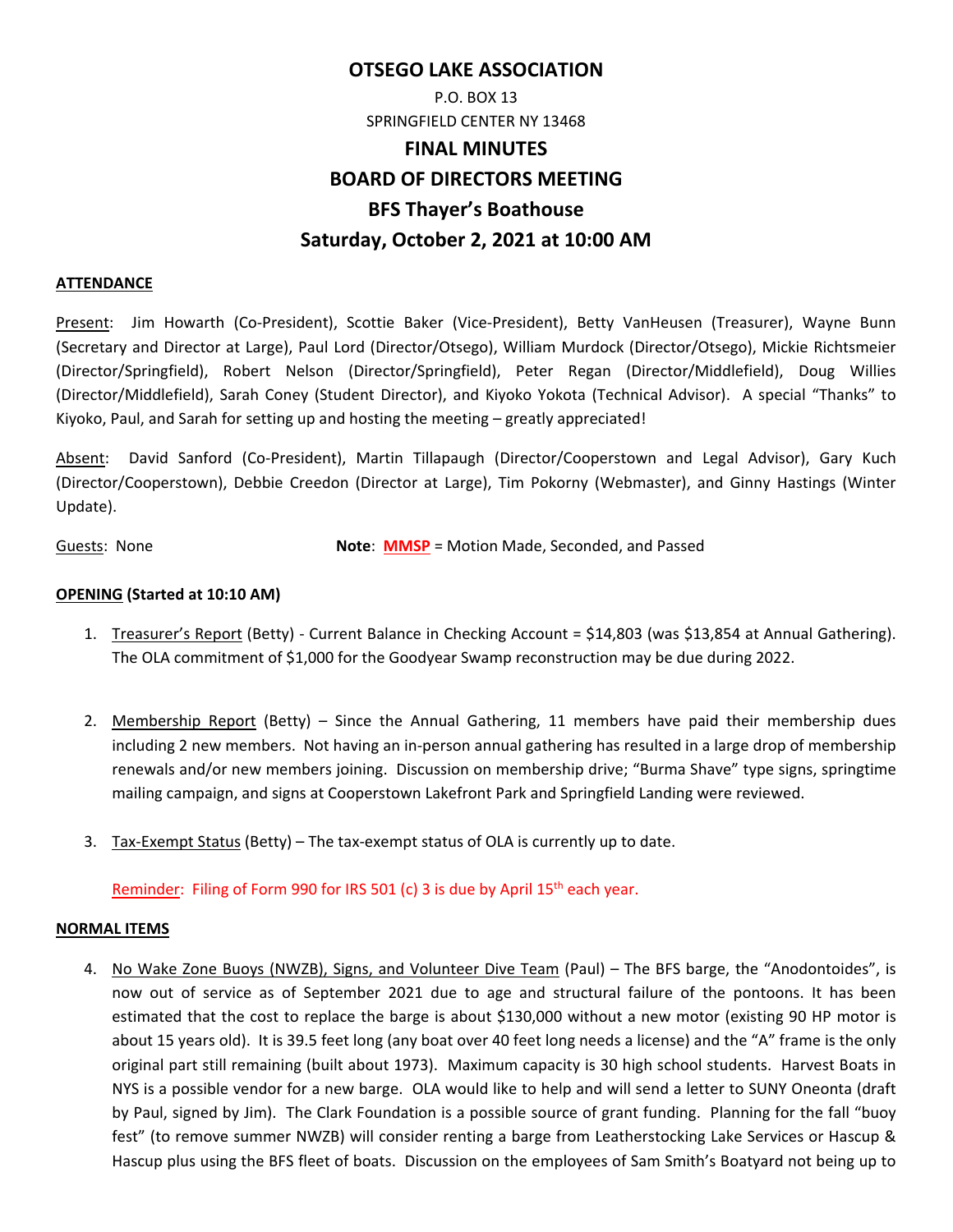# OTSEGO LAKE ASSOCIATION

P.O. BOX 13
SPRINGFIELD CENTER NY 13468

## FINAL MINUTES

## BOARD OF DIRECTORS MEETING

## BFS Thayer's Boathouse

## Saturday, October 2, 2021 at 10:00 AM

**ATTENDANCE**

Present: Jim Howarth (Co-President), Scottie Baker (Vice-President), Betty VanHeusen (Treasurer), Wayne Bunn (Secretary and Director at Large), Paul Lord (Director/Otsego), William Murdock (Director/Otsego), Mickie Richtsmeier (Director/Springfield), Robert Nelson (Director/Springfield), Peter Regan (Director/Middlefield), Doug Willies (Director/Middlefield), Sarah Coney (Student Director), and Kiyoko Yokota (Technical Advisor). A special "Thanks" to Kiyoko, Paul, and Sarah for setting up and hosting the meeting – greatly appreciated!

Absent: David Sanford (Co-President), Martin Tillapaugh (Director/Cooperstown and Legal Advisor), Gary Kuch (Director/Cooperstown), Debbie Creedon (Director at Large), Tim Pokorny (Webmaster), and Ginny Hastings (Winter Update).

Guests: None

**Note**: **MMSP** = Motion Made, Seconded, and Passed

**OPENING (Started at 10:10 AM)**

1. Treasurer's Report (Betty) - Current Balance in Checking Account = $14,803 (was $13,854 at Annual Gathering). The OLA commitment of $1,000 for the Goodyear Swamp reconstruction may be due during 2022.

2. Membership Report (Betty) – Since the Annual Gathering, 11 members have paid their membership dues including 2 new members. Not having an in-person annual gathering has resulted in a large drop of membership renewals and/or new members joining. Discussion on membership drive; "Burma Shave" type signs, springtime mailing campaign, and signs at Cooperstown Lakefront Park and Springfield Landing were reviewed.

3. Tax-Exempt Status (Betty) – The tax-exempt status of OLA is currently up to date.

   Reminder: Filing of Form 990 for IRS 501 (c) 3 is due by April 15th each year.

**NORMAL ITEMS**

4. No Wake Zone Buoys (NWZB), Signs, and Volunteer Dive Team (Paul) – The BFS barge, the "Anodontoides", is now out of service as of September 2021 due to age and structural failure of the pontoons. It has been estimated that the cost to replace the barge is about $130,000 without a new motor (existing 90 HP motor is about 15 years old). It is 39.5 feet long (any boat over 40 feet long needs a license) and the "A" frame is the only original part still remaining (built about 1973). Maximum capacity is 30 high school students. Harvest Boats in NYS is a possible vendor for a new barge. OLA would like to help and will send a letter to SUNY Oneonta (draft by Paul, signed by Jim). The Clark Foundation is a possible source of grant funding. Planning for the fall "buoy fest" (to remove summer NWZB) will consider renting a barge from Leatherstocking Lake Services or Hascup & Hascup plus using the BFS fleet of boats. Discussion on the employees of Sam Smith's Boatyard not being up to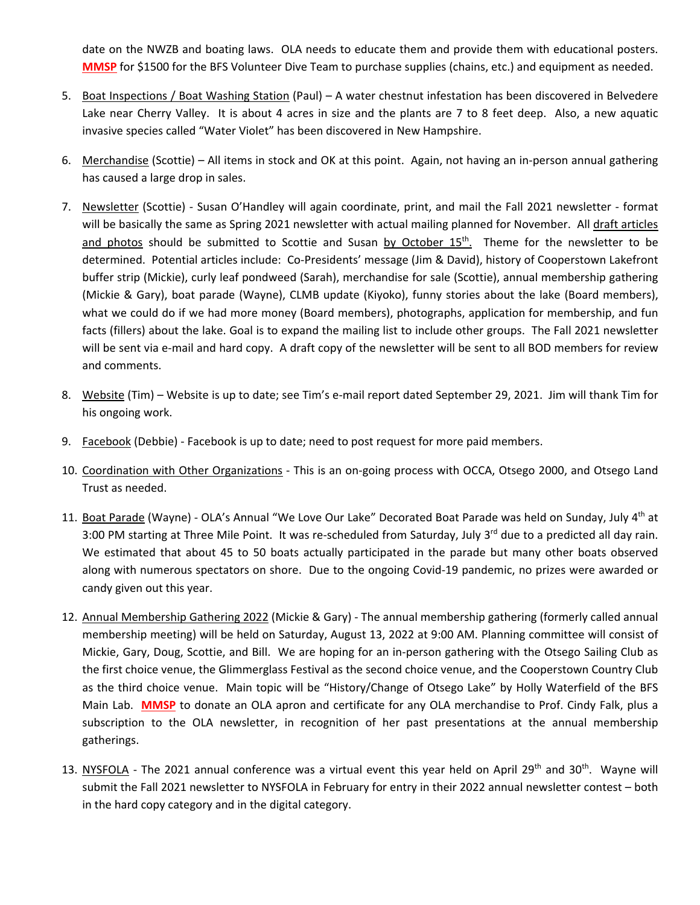date on the NWZB and boating laws. OLA needs to educate them and provide them with educational posters. **MMSP** for $1500 for the BFS Volunteer Dive Team to purchase supplies (chains, etc.) and equipment as needed.

5. Boat Inspections / Boat Washing Station (Paul) – A water chestnut infestation has been discovered in Belvedere Lake near Cherry Valley. It is about 4 acres in size and the plants are 7 to 8 feet deep. Also, a new aquatic invasive species called "Water Violet" has been discovered in New Hampshire.

6. Merchandise (Scottie) – All items in stock and OK at this point. Again, not having an in-person annual gathering has caused a large drop in sales.

7. Newsletter (Scottie) - Susan O'Handley will again coordinate, print, and mail the Fall 2021 newsletter - format will be basically the same as Spring 2021 newsletter with actual mailing planned for November. All draft articles and photos should be submitted to Scottie and Susan by October 15th. Theme for the newsletter to be determined. Potential articles include: Co-Presidents' message (Jim & David), history of Cooperstown Lakefront buffer strip (Mickie), curly leaf pondweed (Sarah), merchandise for sale (Scottie), annual membership gathering (Mickie & Gary), boat parade (Wayne), CLMB update (Kiyoko), funny stories about the lake (Board members), what we could do if we had more money (Board members), photographs, application for membership, and fun facts (fillers) about the lake. Goal is to expand the mailing list to include other groups. The Fall 2021 newsletter will be sent via e-mail and hard copy. A draft copy of the newsletter will be sent to all BOD members for review and comments.

8. Website (Tim) – Website is up to date; see Tim's e-mail report dated September 29, 2021. Jim will thank Tim for his ongoing work.

9. Facebook (Debbie) - Facebook is up to date; need to post request for more paid members.

10. Coordination with Other Organizations - This is an on-going process with OCCA, Otsego 2000, and Otsego Land Trust as needed.

11. Boat Parade (Wayne) - OLA's Annual "We Love Our Lake" Decorated Boat Parade was held on Sunday, July 4th at 3:00 PM starting at Three Mile Point. It was re-scheduled from Saturday, July 3rd due to a predicted all day rain. We estimated that about 45 to 50 boats actually participated in the parade but many other boats observed along with numerous spectators on shore. Due to the ongoing Covid-19 pandemic, no prizes were awarded or candy given out this year.

12. Annual Membership Gathering 2022 (Mickie & Gary) - The annual membership gathering (formerly called annual membership meeting) will be held on Saturday, August 13, 2022 at 9:00 AM. Planning committee will consist of Mickie, Gary, Doug, Scottie, and Bill. We are hoping for an in-person gathering with the Otsego Sailing Club as the first choice venue, the Glimmerglass Festival as the second choice venue, and the Cooperstown Country Club as the third choice venue. Main topic will be "History/Change of Otsego Lake" by Holly Waterfield of the BFS Main Lab. **MMSP** to donate an OLA apron and certificate for any OLA merchandise to Prof. Cindy Falk, plus a subscription to the OLA newsletter, in recognition of her past presentations at the annual membership gatherings.

13. NYSFOLA - The 2021 annual conference was a virtual event this year held on April 29th and 30th. Wayne will submit the Fall 2021 newsletter to NYSFOLA in February for entry in their 2022 annual newsletter contest – both in the hard copy category and in the digital category.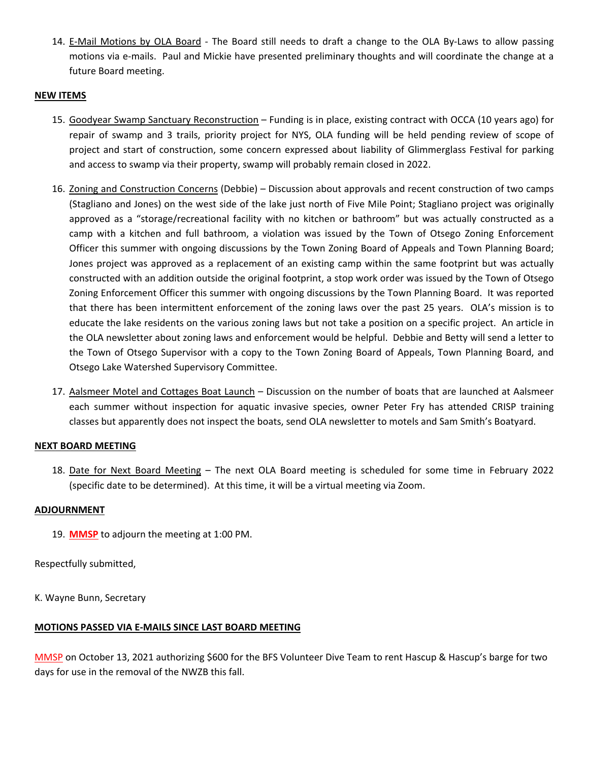14. E-Mail Motions by OLA Board - The Board still needs to draft a change to the OLA By-Laws to allow passing motions via e-mails. Paul and Mickie have presented preliminary thoughts and will coordinate the change at a future Board meeting.

**NEW ITEMS**

15. Goodyear Swamp Sanctuary Reconstruction – Funding is in place, existing contract with OCCA (10 years ago) for repair of swamp and 3 trails, priority project for NYS, OLA funding will be held pending review of scope of project and start of construction, some concern expressed about liability of Glimmerglass Festival for parking and access to swamp via their property, swamp will probably remain closed in 2022.

16. Zoning and Construction Concerns (Debbie) – Discussion about approvals and recent construction of two camps (Stagliano and Jones) on the west side of the lake just north of Five Mile Point; Stagliano project was originally approved as a "storage/recreational facility with no kitchen or bathroom" but was actually constructed as a camp with a kitchen and full bathroom, a violation was issued by the Town of Otsego Zoning Enforcement Officer this summer with ongoing discussions by the Town Zoning Board of Appeals and Town Planning Board; Jones project was approved as a replacement of an existing camp within the same footprint but was actually constructed with an addition outside the original footprint, a stop work order was issued by the Town of Otsego Zoning Enforcement Officer this summer with ongoing discussions by the Town Planning Board. It was reported that there has been intermittent enforcement of the zoning laws over the past 25 years. OLA's mission is to educate the lake residents on the various zoning laws but not take a position on a specific project. An article in the OLA newsletter about zoning laws and enforcement would be helpful. Debbie and Betty will send a letter to the Town of Otsego Supervisor with a copy to the Town Zoning Board of Appeals, Town Planning Board, and Otsego Lake Watershed Supervisory Committee.

17. Aalsmeer Motel and Cottages Boat Launch – Discussion on the number of boats that are launched at Aalsmeer each summer without inspection for aquatic invasive species, owner Peter Fry has attended CRISP training classes but apparently does not inspect the boats, send OLA newsletter to motels and Sam Smith's Boatyard.

**NEXT BOARD MEETING**

18. Date for Next Board Meeting – The next OLA Board meeting is scheduled for some time in February 2022 (specific date to be determined). At this time, it will be a virtual meeting via Zoom.

**ADJOURNMENT**

19. **MMSP** to adjourn the meeting at 1:00 PM.

Respectfully submitted,

K. Wayne Bunn, Secretary

**MOTIONS PASSED VIA E-MAILS SINCE LAST BOARD MEETING**

MMSP on October 13, 2021 authorizing $600 for the BFS Volunteer Dive Team to rent Hascup & Hascup's barge for two days for use in the removal of the NWZB this fall.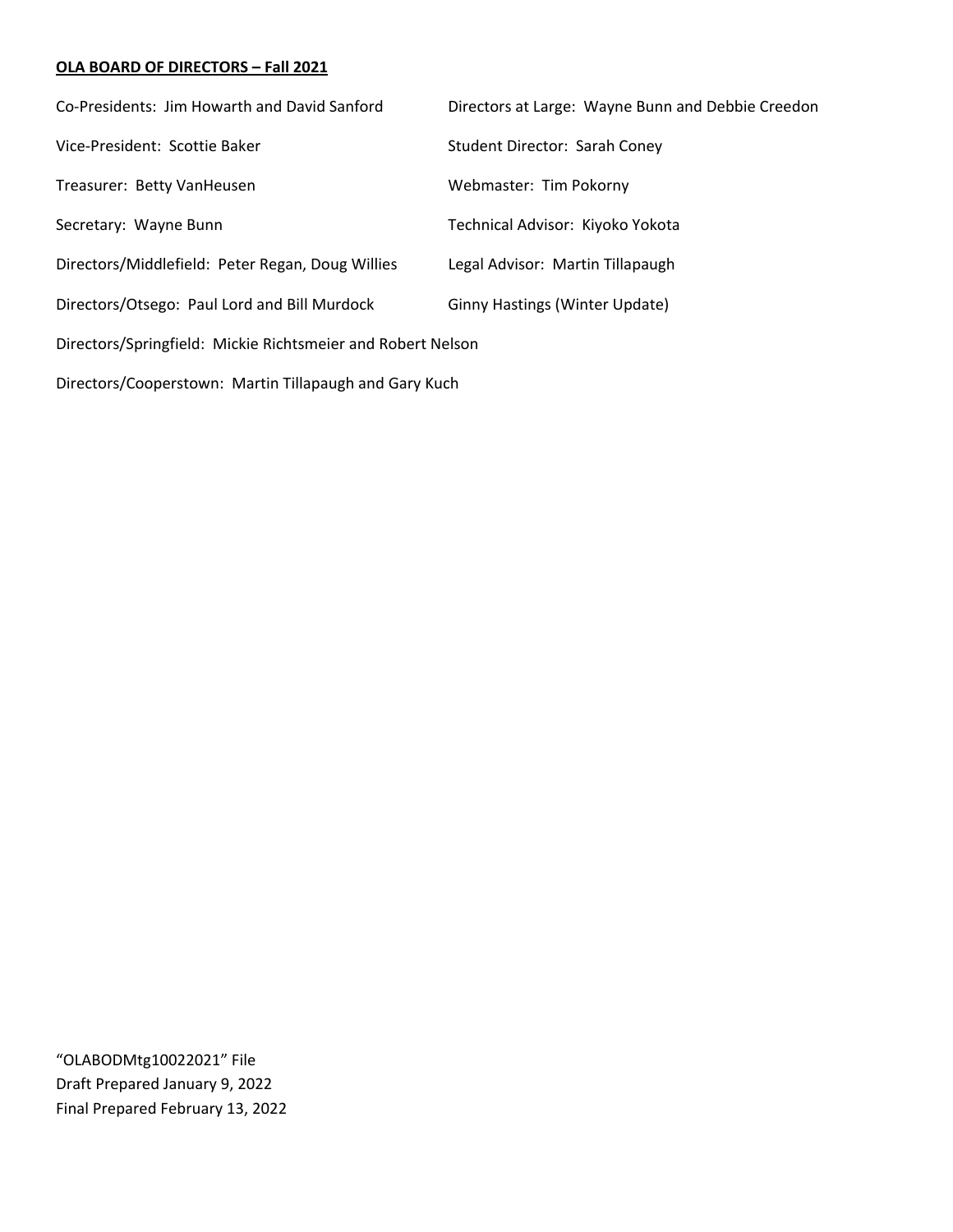**OLA BOARD OF DIRECTORS – Fall 2021**

Co-Presidents: Jim Howarth and David Sanford

Vice-President: Scottie Baker

Treasurer: Betty VanHeusen

Secretary: Wayne Bunn

Directors/Middlefield: Peter Regan, Doug Willies

Directors/Otsego: Paul Lord and Bill Murdock

Directors/Springfield: Mickie Richtsmeier and Robert Nelson

Directors/Cooperstown: Martin Tillapaugh and Gary Kuch

Directors at Large: Wayne Bunn and Debbie Creedon

Student Director: Sarah Coney

Webmaster: Tim Pokorny

Technical Advisor: Kiyoko Yokota

Legal Advisor: Martin Tillapaugh

Ginny Hastings (Winter Update)

"OLABODMtg10022021" File
Draft Prepared January 9, 2022
Final Prepared February 13, 2022